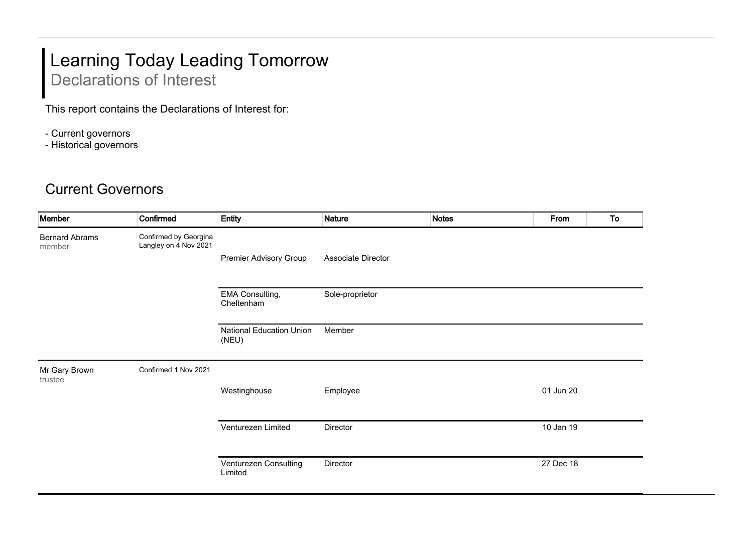# Learning Today Leading Tomorrow

## Declarations of Interest

This report contains the Declarations of Interest for:

- Current governors
- Historical governors

## Current Governors

| Member | Confirmed | Entity | Nature | Notes | From | To |
|---|---|---|---|---|---|---|
| Bernard Abrams<br>member | Confirmed by Georgina Langley on 4 Nov 2021 | Premier Advisory Group | Associate Director | | | |
| | | EMA Consulting, Cheltenham | Sole-proprietor | | | |
| | | National Education Union (NEU) | Member | | | |
| Mr Gary Brown<br>trustee | Confirmed 1 Nov 2021 | Westinghouse | Employee | | 01 Jun 20 | |
| | | Venturezen Limited | Director | | 10 Jan 19 | |
| | | Venturezen Consulting Limited | Director | | 27 Dec 18 | |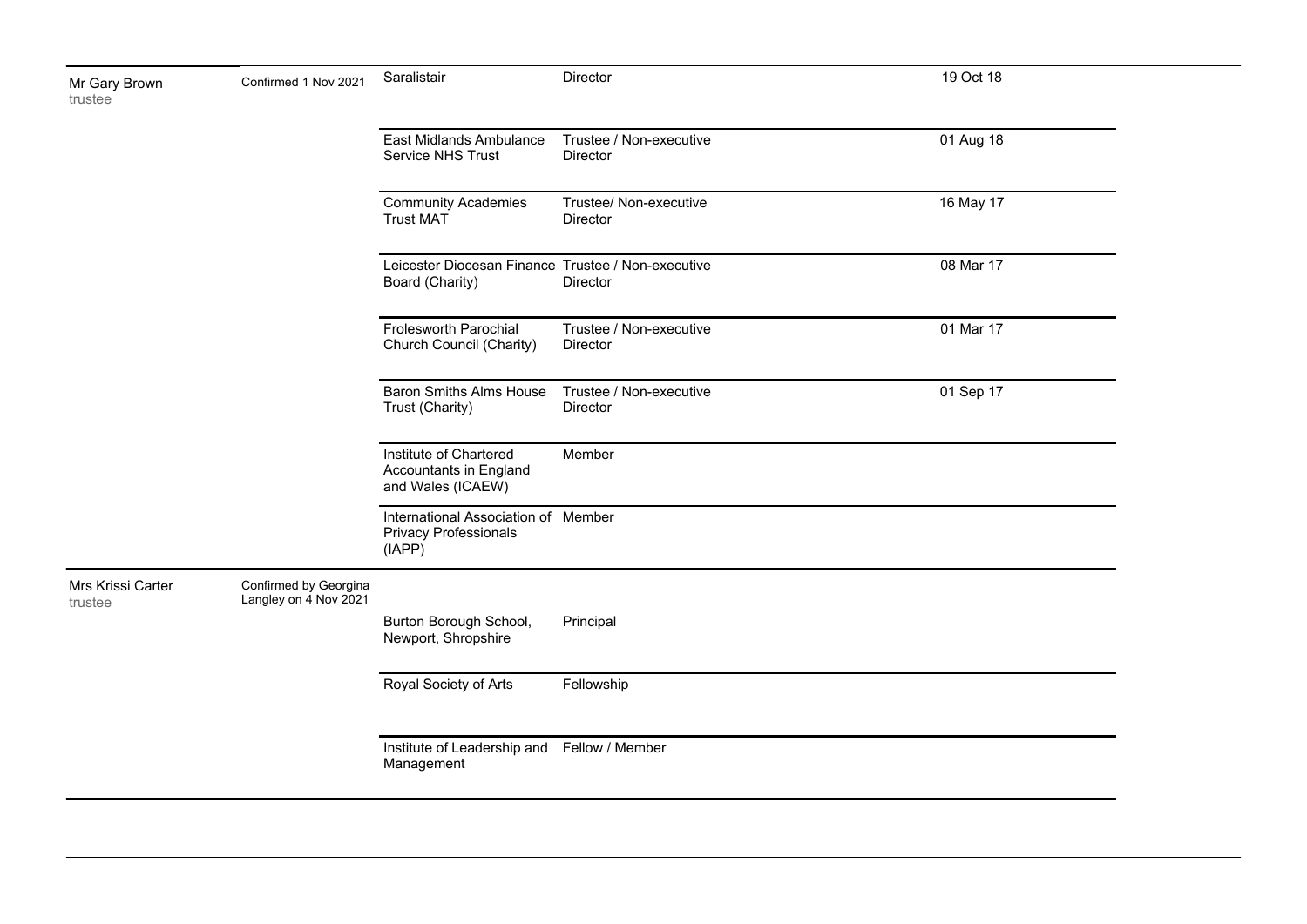| | | | | |
|---|---|---|---|---|
| Mr Gary Brown<br>trustee | Confirmed 1 Nov 2021 | Saralistair | Director | 19 Oct 18 |
| | | East Midlands Ambulance Service NHS Trust | Trustee / Non-executive Director | 01 Aug 18 |
| | | Community Academies Trust MAT | Trustee/ Non-executive Director | 16 May 17 |
| | | Leicester Diocesan Finance Board (Charity) | Trustee / Non-executive Director | 08 Mar 17 |
| | | Frolesworth Parochial Church Council (Charity) | Trustee / Non-executive Director | 01 Mar 17 |
| | | Baron Smiths Alms House Trust (Charity) | Trustee / Non-executive Director | 01 Sep 17 |
| | | Institute of Chartered Accountants in England and Wales (ICAEW) | Member | |
| | | International Association of Privacy Professionals (IAPP) | Member | |
| Mrs Krissi Carter<br>trustee | Confirmed by Georgina Langley on 4 Nov 2021 | | | |
| | | Burton Borough School, Newport, Shropshire | Principal | |
| | | Royal Society of Arts | Fellowship | |
| | | Institute of Leadership and Management | Fellow / Member | |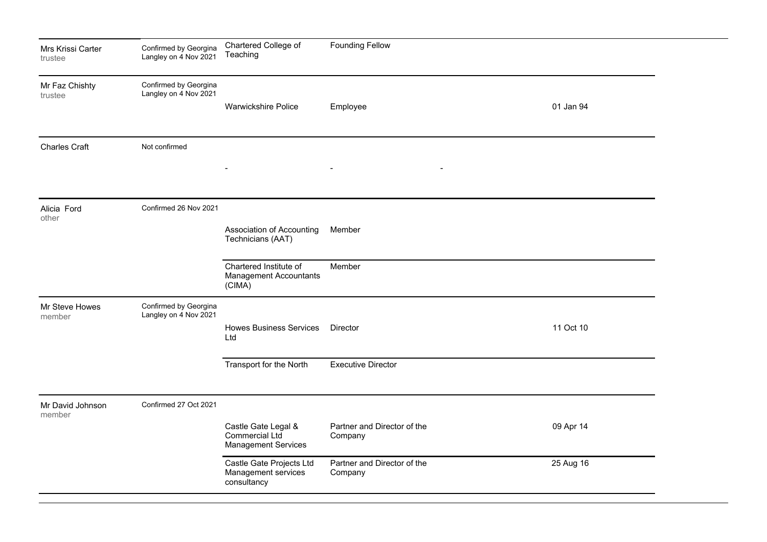| | | | | | |
|---|---|---|---|---|---|
| Mrs Krissi Carter<br>trustee | Confirmed by Georgina Langley on 4 Nov 2021 | Chartered College of Teaching | Founding Fellow | | |
| Mr Faz Chishty<br>trustee | Confirmed by Georgina Langley on 4 Nov 2021 | Warwickshire Police | Employee | | 01 Jan 94 |
| Charles Craft | Not confirmed | - | - | - | |
| Alicia Ford<br>other | Confirmed 26 Nov 2021 | Association of Accounting Technicians (AAT) | Member | | |
| | | Chartered Institute of Management Accountants (CIMA) | Member | | |
| Mr Steve Howes<br>member | Confirmed by Georgina Langley on 4 Nov 2021 | Howes Business Services Ltd | Director | | 11 Oct 10 |
| | | Transport for the North | Executive Director | | |
| Mr David Johnson<br>member | Confirmed 27 Oct 2021 | Castle Gate Legal & Commercial Ltd Management Services | Partner and Director of the Company | | 09 Apr 14 |
| | | Castle Gate Projects Ltd Management services consultancy | Partner and Director of the Company | | 25 Aug 16 |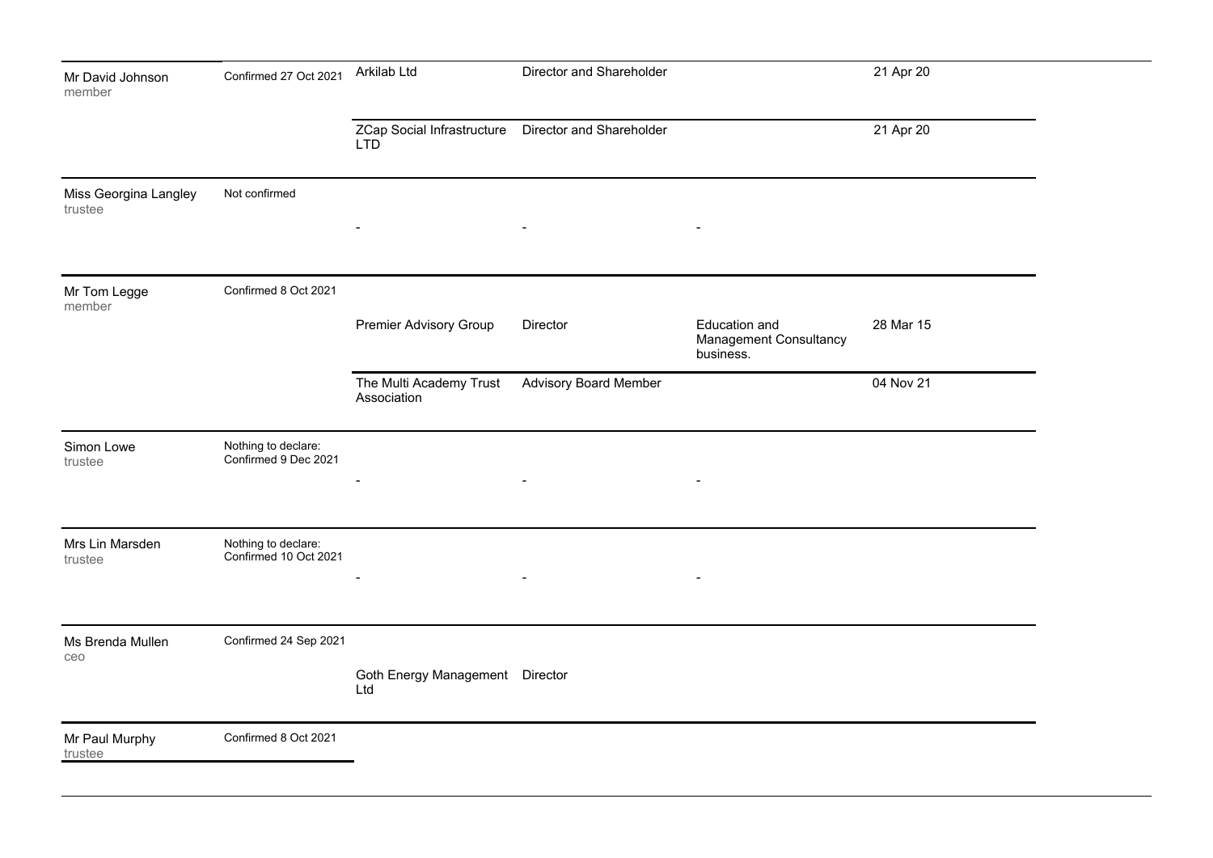| | | | | | |
|---|---|---|---|---|---|
| Mr David Johnson<br>member | Confirmed 27 Oct 2021 | Arkilab Ltd | Director and Shareholder | | 21 Apr 20 |
| | | ZCap Social Infrastructure LTD | Director and Shareholder | | 21 Apr 20 |
| Miss Georgina Langley<br>trustee | Not confirmed | - | - | - | |
| Mr Tom Legge<br>member | Confirmed 8 Oct 2021 | | | | |
| | | Premier Advisory Group | Director | Education and Management Consultancy business. | 28 Mar 15 |
| | | The Multi Academy Trust Association | Advisory Board Member | | 04 Nov 21 |
| Simon Lowe<br>trustee | Nothing to declare: Confirmed 9 Dec 2021 | - | - | - | |
| Mrs Lin Marsden<br>trustee | Nothing to declare: Confirmed 10 Oct 2021 | - | - | - | |
| Ms Brenda Mullen<br>ceo | Confirmed 24 Sep 2021 | | | | |
| | | Goth Energy Management Ltd | Director | | |
| Mr Paul Murphy<br>trustee | Confirmed 8 Oct 2021 | | | | |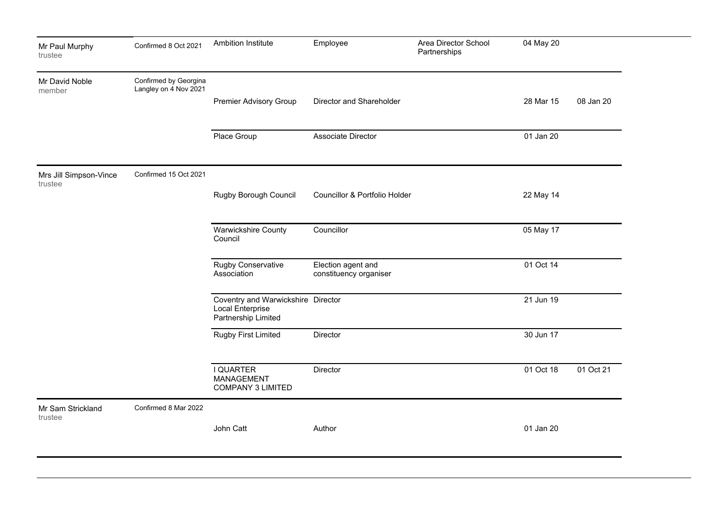| | | | | | | |
|---|---|---|---|---|---|---|
| Mr Paul Murphy<br>trustee | Confirmed 8 Oct 2021 | Ambition Institute | Employee | Area Director School Partnerships | 04 May 20 | |
| Mr David Noble<br>member | Confirmed by Georgina Langley on 4 Nov 2021 | Premier Advisory Group | Director and Shareholder | | 28 Mar 15 | 08 Jan 20 |
| | | Place Group | Associate Director | | 01 Jan 20 | |
| Mrs Jill Simpson-Vince<br>trustee | Confirmed 15 Oct 2021 | Rugby Borough Council | Councillor & Portfolio Holder | | 22 May 14 | |
| | | Warwickshire County Council | Councillor | | 05 May 17 | |
| | | Rugby Conservative Association | Election agent and constituency organiser | | 01 Oct 14 | |
| | | Coventry and Warwickshire Local Enterprise Partnership Limited | Director | | 21 Jun 19 | |
| | | Rugby First Limited | Director | | 30 Jun 17 | |
| | | I QUARTER MANAGEMENT COMPANY 3 LIMITED | Director | | 01 Oct 18 | 01 Oct 21 |
| Mr Sam Strickland<br>trustee | Confirmed 8 Mar 2022 | John Catt | Author | | 01 Jan 20 | |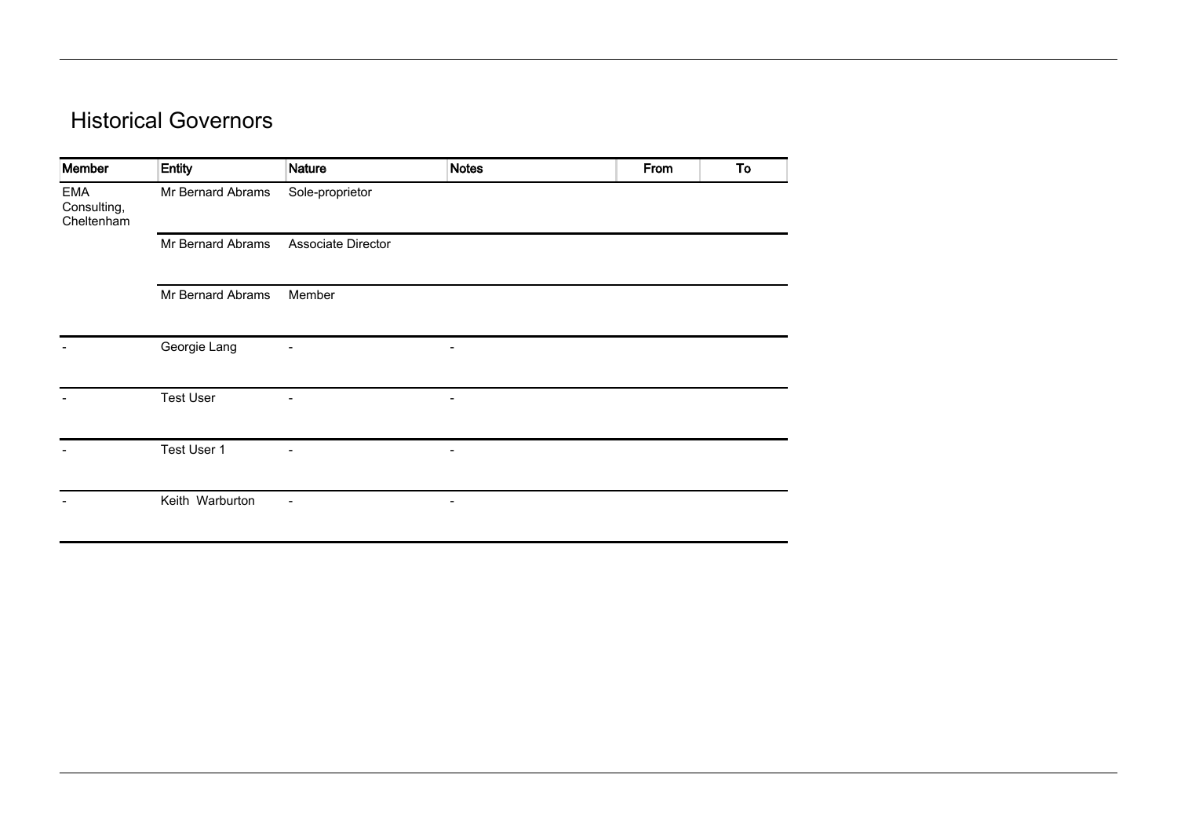# Historical Governors

| Member | Entity | Nature | Notes | From | To |
|---|---|---|---|---|---|
| EMA Consulting, Cheltenham | Mr Bernard Abrams | Sole-proprietor | | | |
| | Mr Bernard Abrams | Associate Director | | | |
| | Mr Bernard Abrams | Member | | | |
| - | Georgie Lang | - | - | | |
| - | Test User | - | - | | |
| - | Test User 1 | - | - | | |
| - | Keith Warburton | - | - | | |